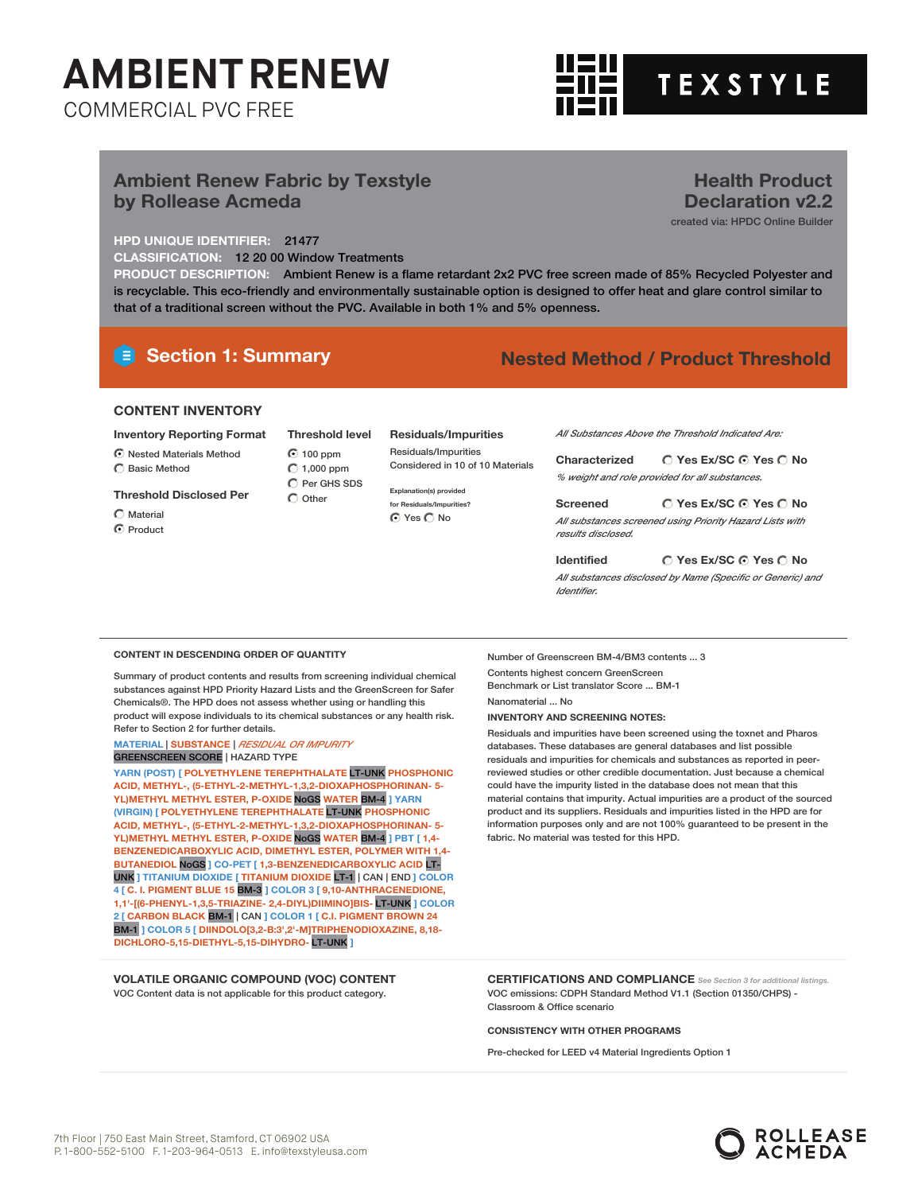# AMBIENT RENEW

COMMERCIAL PVC FREE

TEXSTYLE

## Ambient Renew Fabric by Texstyle by Rollease Acmeda

## Health Product Declaration v2.2

created via: HPDC Online Builder

**HPD UNIQUE IDENTIFIER:** 21477

**CLASSIFICATION:** 12 20 00 Window Treatments

**PRODUCT DESCRIPTION:** Ambient Renew is a flame retardant 2x2 PVC free screen made of 85% Recycled Polyester and is recyclable. This eco-friendly and environmentally sustainable option is designed to offer heat and glare control similar to that of a traditional screen without the PVC. Available in both 1% and 5% openness.

## Section 1: Summary

**Nested Method / Product Threshold**

### CONTENT INVENTORY

**Inventory Reporting Format**

- (●) Nested Materials Method
- ( ) Basic Method

**Threshold Disclosed Per**

- ( ) Material
- (●) Product

**Threshold level**

- (●) 100 ppm
- ( ) 1,000 ppm
- ( ) Per GHS SDS
- ( ) Other

**Residuals/Impurities**

Residuals/Impurities Considered in 10 of 10 Materials

Explanation(s) provided for Residuals/Impurities?

(●) Yes ( ) No

*All Substances Above the Threshold Indicated Are:*

**Characterized** ( ) Yes Ex/SC (●) Yes ( ) No

*% weight and role provided for all substances.*

**Screened** ( ) Yes Ex/SC (●) Yes ( ) No

*All substances screened using Priority Hazard Lists with results disclosed.*

**Identified** ( ) Yes Ex/SC (●) Yes ( ) No

*All substances disclosed by Name (Specific or Generic) and Identifier.*

### CONTENT IN DESCENDING ORDER OF QUANTITY

Summary of product contents and results from screening individual chemical substances against HPD Priority Hazard Lists and the GreenScreen for Safer Chemicals®. The HPD does not assess whether using or handling this product will expose individuals to its chemical substances or any health risk. Refer to Section 2 for further details.

MATERIAL | SUBSTANCE | *RESIDUAL OR IMPURITY*
GREENSCREEN SCORE | HAZARD TYPE

YARN (POST) [ POLYETHYLENE TEREPHTHALATE LT-UNK PHOSPHONIC ACID, METHYL-, (5-ETHYL-2-METHYL-1,3,2-DIOXAPHOSPHORINAN- 5-YL)METHYL METHYL ESTER, P-OXIDE NoGS WATER BM-4 ] YARN (VIRGIN) [ POLYETHYLENE TEREPHTHALATE LT-UNK PHOSPHONIC ACID, METHYL-, (5-ETHYL-2-METHYL-1,3,2-DIOXAPHOSPHORINAN- 5-YL)METHYL METHYL ESTER, P-OXIDE NoGS WATER BM-4 ] PBT [ 1,4-BENZENEDICARBOXYLIC ACID, DIMETHYL ESTER, POLYMER WITH 1,4-BUTANEDIOL NoGS ] CO-PET [ 1,3-BENZENEDICARBOXYLIC ACID LT-UNK ] TITANIUM DIOXIDE [ TITANIUM DIOXIDE LT-1 | CAN | END ] COLOR 4 [ C. I. PIGMENT BLUE 15 BM-3 ] COLOR 3 [ 9,10-ANTHRACENEDIONE, 1,1'-[(6-PHENYL-1,3,5-TRIAZINE- 2,4-DIYL)DIIMINO]BIS- LT-UNK ] COLOR 2 [ CARBON BLACK BM-1 | CAN ] COLOR 1 [ C.I. PIGMENT BROWN 24 BM-1 ] COLOR 5 [ DIINDOLO[3,2-B:3',2'-M]TRIPHENODIOXAZINE, 8,18-DICHLORO-5,15-DIETHYL-5,15-DIHYDRO- LT-UNK ]

Number of Greenscreen BM-4/BM3 contents ... 3

Contents highest concern GreenScreen Benchmark or List translator Score ... BM-1

Nanomaterial ... No

**INVENTORY AND SCREENING NOTES:**

Residuals and impurities have been screened using the toxnet and Pharos databases. These databases are general databases and list possible residuals and impurities for chemicals and substances as reported in peer-reviewed studies or other credible documentation. Just because a chemical could have the impurity listed in the database does not mean that this material contains that impurity. Actual impurities are a product of the sourced product and its suppliers. Residuals and impurities listed in the HPD are for information purposes only and are not 100% guaranteed to be present in the fabric. No material was tested for this HPD.

### VOLATILE ORGANIC COMPOUND (VOC) CONTENT

VOC Content data is not applicable for this product category.

### CERTIFICATIONS AND COMPLIANCE

*See Section 3 for additional listings.*

VOC emissions: CDPH Standard Method V1.1 (Section 01350/CHPS) - Classroom & Office scenario

**CONSISTENCY WITH OTHER PROGRAMS**

Pre-checked for LEED v4 Material Ingredients Option 1

7th Floor | 750 East Main Street, Stamford, CT 06902 USA
P. 1-800-552-5100 F. 1-203-964-0513 E. info@texstyleusa.com

ROLLEASE ACMEDA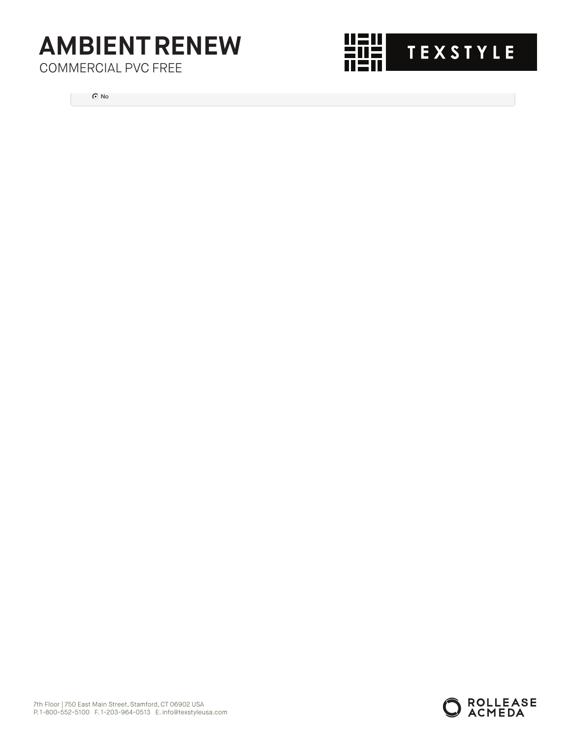◉ No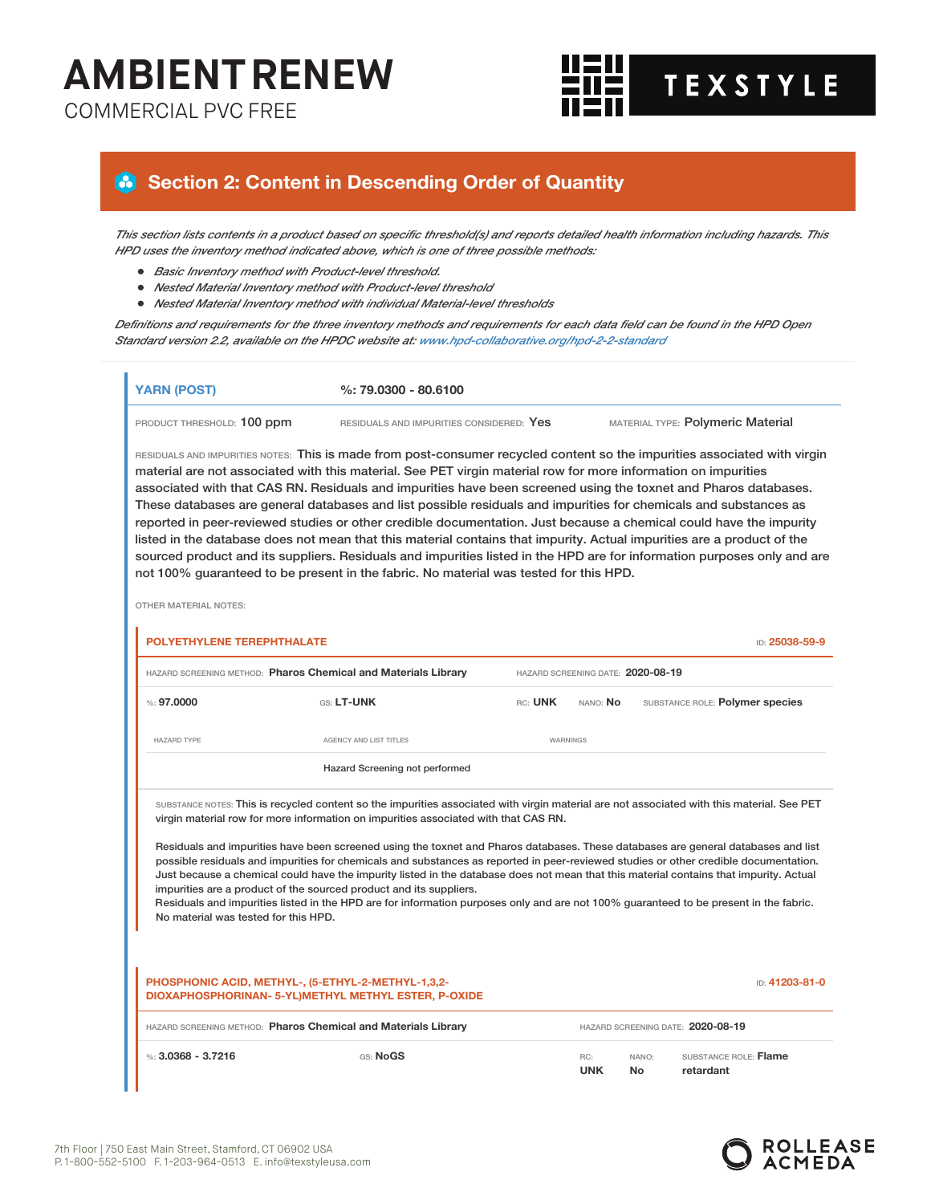# AMBIENT RENEW

COMMERCIAL PVC FREE

TEXSTYLE

## Section 2: Content in Descending Order of Quantity

*This section lists contents in a product based on specific threshold(s) and reports detailed health information including hazards. This HPD uses the inventory method indicated above, which is one of three possible methods:*

- *Basic Inventory method with Product-level threshold.*
- *Nested Material Inventory method with Product-level threshold*
- *Nested Material Inventory method with individual Material-level thresholds*

*Definitions and requirements for the three inventory methods and requirements for each data field can be found in the HPD Open Standard version 2.2, available on the HPDC website at: www.hpd-collaborative.org/hpd-2-2-standard*

### YARN (POST)

%: 79.0300 - 80.6100

PRODUCT THRESHOLD: 100 ppm | RESIDUALS AND IMPURITIES CONSIDERED: Yes | MATERIAL TYPE: Polymeric Material

RESIDUALS AND IMPURITIES NOTES: This is made from post-consumer recycled content so the impurities associated with virgin material are not associated with this material. See PET virgin material row for more information on impurities associated with that CAS RN. Residuals and impurities have been screened using the toxnet and Pharos databases. These databases are general databases and list possible residuals and impurities for chemicals and substances as reported in peer-reviewed studies or other credible documentation. Just because a chemical could have the impurity listed in the database does not mean that this material contains that impurity. Actual impurities are a product of the sourced product and its suppliers. Residuals and impurities listed in the HPD are for information purposes only and are not 100% guaranteed to be present in the fabric. No material was tested for this HPD.

OTHER MATERIAL NOTES:

#### POLYETHYLENE TEREPHTHALATE

ID: 25038-59-9

HAZARD SCREENING METHOD: Pharos Chemical and Materials Library | HAZARD SCREENING DATE: 2020-08-19

%: 97.0000 | GS: LT-UNK | RC: UNK | NANO: No | SUBSTANCE ROLE: Polymer species

| HAZARD TYPE | AGENCY AND LIST TITLES | WARNINGS |
|---|---|---|
| | Hazard Screening not performed | |

SUBSTANCE NOTES: This is recycled content so the impurities associated with virgin material are not associated with this material. See PET virgin material row for more information on impurities associated with that CAS RN.

Residuals and impurities have been screened using the toxnet and Pharos databases. These databases are general databases and list possible residuals and impurities for chemicals and substances as reported in peer-reviewed studies or other credible documentation. Just because a chemical could have the impurity listed in the database does not mean that this material contains that impurity. Actual impurities are a product of the sourced product and its suppliers.
Residuals and impurities listed in the HPD are for information purposes only and are not 100% guaranteed to be present in the fabric. No material was tested for this HPD.

#### PHOSPHONIC ACID, METHYL-, (5-ETHYL-2-METHYL-1,3,2-DIOXAPHOSPHORINAN- 5-YL)METHYL METHYL ESTER, P-OXIDE

ID: 41203-81-0

HAZARD SCREENING METHOD: Pharos Chemical and Materials Library | HAZARD SCREENING DATE: 2020-08-19

%: 3.0368 - 3.7216 | GS: NoGS | RC: UNK | NANO: No | SUBSTANCE ROLE: Flame retardant

7th Floor | 750 East Main Street, Stamford, CT 06902 USA
P. 1-800-552-5100 F. 1-203-964-0513 E. info@texstyleusa.com

ROLLEASE ACMEDA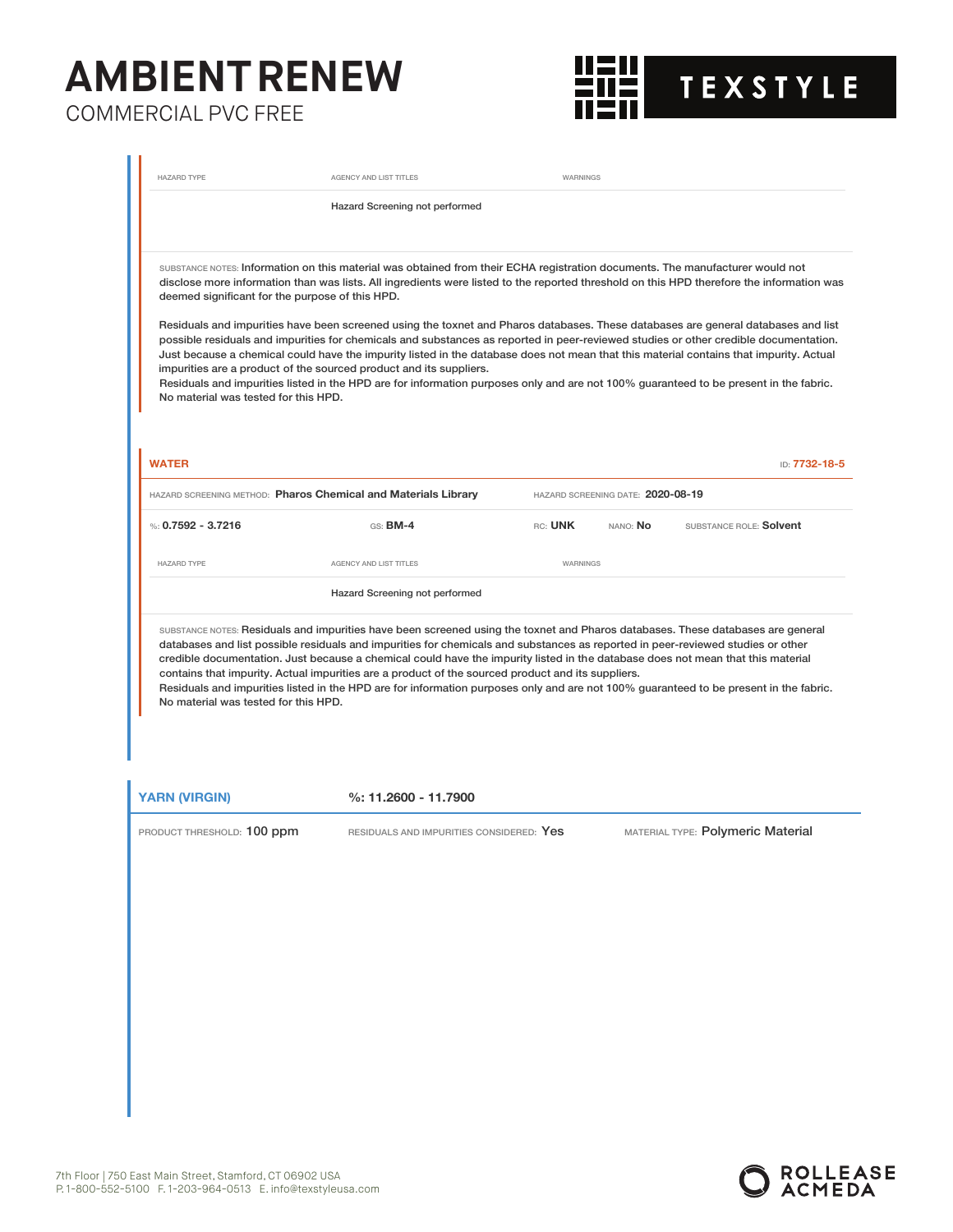# AMBIENT RENEW
COMMERCIAL PVC FREE

TEXSTYLE

| HAZARD TYPE | AGENCY AND LIST TITLES | WARNINGS |
|---|---|---|
| | Hazard Screening not performed | |

SUBSTANCE NOTES: Information on this material was obtained from their ECHA registration documents. The manufacturer would not disclose more information than was lists. All ingredients were listed to the reported threshold on this HPD therefore the information was deemed significant for the purpose of this HPD.

Residuals and impurities have been screened using the toxnet and Pharos databases. These databases are general databases and list possible residuals and impurities for chemicals and substances as reported in peer-reviewed studies or other credible documentation. Just because a chemical could have the impurity listed in the database does not mean that this material contains that impurity. Actual impurities are a product of the sourced product and its suppliers.
Residuals and impurities listed in the HPD are for information purposes only and are not 100% guaranteed to be present in the fabric. No material was tested for this HPD.

## WATER

ID: 7732-18-5

HAZARD SCREENING METHOD: **Pharos Chemical and Materials Library** HAZARD SCREENING DATE: **2020-08-19**

%: **0.7592 - 3.7216** GS: **BM-4** RC: **UNK** NANO: **No** SUBSTANCE ROLE: **Solvent**

| HAZARD TYPE | AGENCY AND LIST TITLES | WARNINGS |
|---|---|---|
| | Hazard Screening not performed | |

SUBSTANCE NOTES: Residuals and impurities have been screened using the toxnet and Pharos databases. These databases are general databases and list possible residuals and impurities for chemicals and substances as reported in peer-reviewed studies or other credible documentation. Just because a chemical could have the impurity listed in the database does not mean that this material contains that impurity. Actual impurities are a product of the sourced product and its suppliers.
Residuals and impurities listed in the HPD are for information purposes only and are not 100% guaranteed to be present in the fabric. No material was tested for this HPD.

## YARN (VIRGIN)

%: 11.2600 - 11.7900

PRODUCT THRESHOLD: **100 ppm** RESIDUALS AND IMPURITIES CONSIDERED: **Yes** MATERIAL TYPE: **Polymeric Material**

7th Floor | 750 East Main Street, Stamford, CT 06902 USA
P. 1-800-552-5100 F. 1-203-964-0513 E. info@texstyleusa.com

ROLLEASE ACMEDA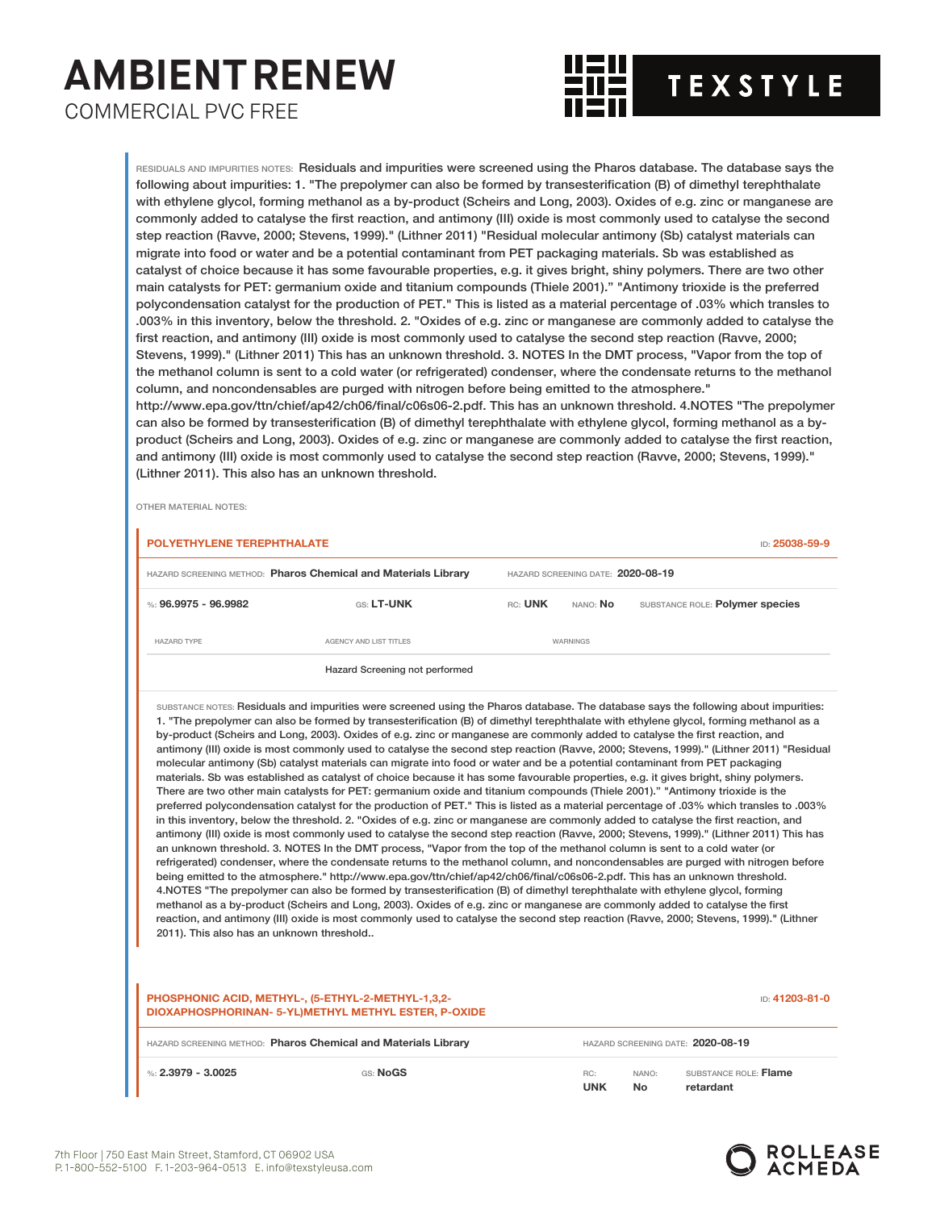RESIDUALS AND IMPURITIES NOTES: Residuals and impurities were screened using the Pharos database. The database says the following about impurities: 1. "The prepolymer can also be formed by transesterification (B) of dimethyl terephthalate with ethylene glycol, forming methanol as a by-product (Scheirs and Long, 2003). Oxides of e.g. zinc or manganese are commonly added to catalyse the first reaction, and antimony (III) oxide is most commonly used to catalyse the second step reaction (Ravve, 2000; Stevens, 1999)." (Lithner 2011) "Residual molecular antimony (Sb) catalyst materials can migrate into food or water and be a potential contaminant from PET packaging materials. Sb was established as catalyst of choice because it has some favourable properties, e.g. it gives bright, shiny polymers. There are two other main catalysts for PET: germanium oxide and titanium compounds (Thiele 2001)." "Antimony trioxide is the preferred polycondensation catalyst for the production of PET." This is listed as a material percentage of .03% which transles to .003% in this inventory, below the threshold. 2. "Oxides of e.g. zinc or manganese are commonly added to catalyse the first reaction, and antimony (III) oxide is most commonly used to catalyse the second step reaction (Ravve, 2000; Stevens, 1999)." (Lithner 2011) This has an unknown threshold. 3. NOTES In the DMT process, "Vapor from the top of the methanol column is sent to a cold water (or refrigerated) condenser, where the condensate returns to the methanol column, and noncondensables are purged with nitrogen before being emitted to the atmosphere." http://www.epa.gov/ttn/chief/ap42/ch06/final/c06s06-2.pdf. This has an unknown threshold. 4.NOTES "The prepolymer can also be formed by transesterification (B) of dimethyl terephthalate with ethylene glycol, forming methanol as a by-product (Scheirs and Long, 2003). Oxides of e.g. zinc or manganese are commonly added to catalyse the first reaction, and antimony (III) oxide is most commonly used to catalyse the second step reaction (Ravve, 2000; Stevens, 1999)." (Lithner 2011). This also has an unknown threshold.

OTHER MATERIAL NOTES:

## POLYETHYLENE TEREPHTHALATE

ID: 25038-59-9

HAZARD SCREENING METHOD: **Pharos Chemical and Materials Library**

HAZARD SCREENING DATE: **2020-08-19**

%: **96.9975 - 96.9982** | GS: **LT-UNK** | RC: **UNK** | NANO: **No** | SUBSTANCE ROLE: **Polymer species**

| HAZARD TYPE | AGENCY AND LIST TITLES | WARNINGS |
|---|---|---|
| | Hazard Screening not performed | |

SUBSTANCE NOTES: Residuals and impurities were screened using the Pharos database. The database says the following about impurities: 1. "The prepolymer can also be formed by transesterification (B) of dimethyl terephthalate with ethylene glycol, forming methanol as a by-product (Scheirs and Long, 2003). Oxides of e.g. zinc or manganese are commonly added to catalyse the first reaction, and antimony (III) oxide is most commonly used to catalyse the second step reaction (Ravve, 2000; Stevens, 1999)." (Lithner 2011) "Residual molecular antimony (Sb) catalyst materials can migrate into food or water and be a potential contaminant from PET packaging materials. Sb was established as catalyst of choice because it has some favourable properties, e.g. it gives bright, shiny polymers. There are two other main catalysts for PET: germanium oxide and titanium compounds (Thiele 2001)." "Antimony trioxide is the preferred polycondensation catalyst for the production of PET." This is listed as a material percentage of .03% which transles to .003% in this inventory, below the threshold. 2. "Oxides of e.g. zinc or manganese are commonly added to catalyse the first reaction, and antimony (III) oxide is most commonly used to catalyse the second step reaction (Ravve, 2000; Stevens, 1999)." (Lithner 2011) This has an unknown threshold. 3. NOTES In the DMT process, "Vapor from the top of the methanol column is sent to a cold water (or refrigerated) condenser, where the condensate returns to the methanol column, and noncondensables are purged with nitrogen before being emitted to the atmosphere." http://www.epa.gov/ttn/chief/ap42/ch06/final/c06s06-2.pdf. This has an unknown threshold. 4.NOTES "The prepolymer can also be formed by transesterification (B) of dimethyl terephthalate with ethylene glycol, forming methanol as a by-product (Scheirs and Long, 2003). Oxides of e.g. zinc or manganese are commonly added to catalyse the first reaction, and antimony (III) oxide is most commonly used to catalyse the second step reaction (Ravve, 2000; Stevens, 1999)." (Lithner 2011). This also has an unknown threshold..

## PHOSPHONIC ACID, METHYL-, (5-ETHYL-2-METHYL-1,3,2-DIOXAPHOSPHORINAN- 5-YL)METHYL METHYL ESTER, P-OXIDE

ID: 41203-81-0

HAZARD SCREENING METHOD: **Pharos Chemical and Materials Library**

HAZARD SCREENING DATE: **2020-08-19**

%: **2.3979 - 3.0025** | GS: **NoGS** | RC: **UNK** | NANO: **No** | SUBSTANCE ROLE: **Flame retardant**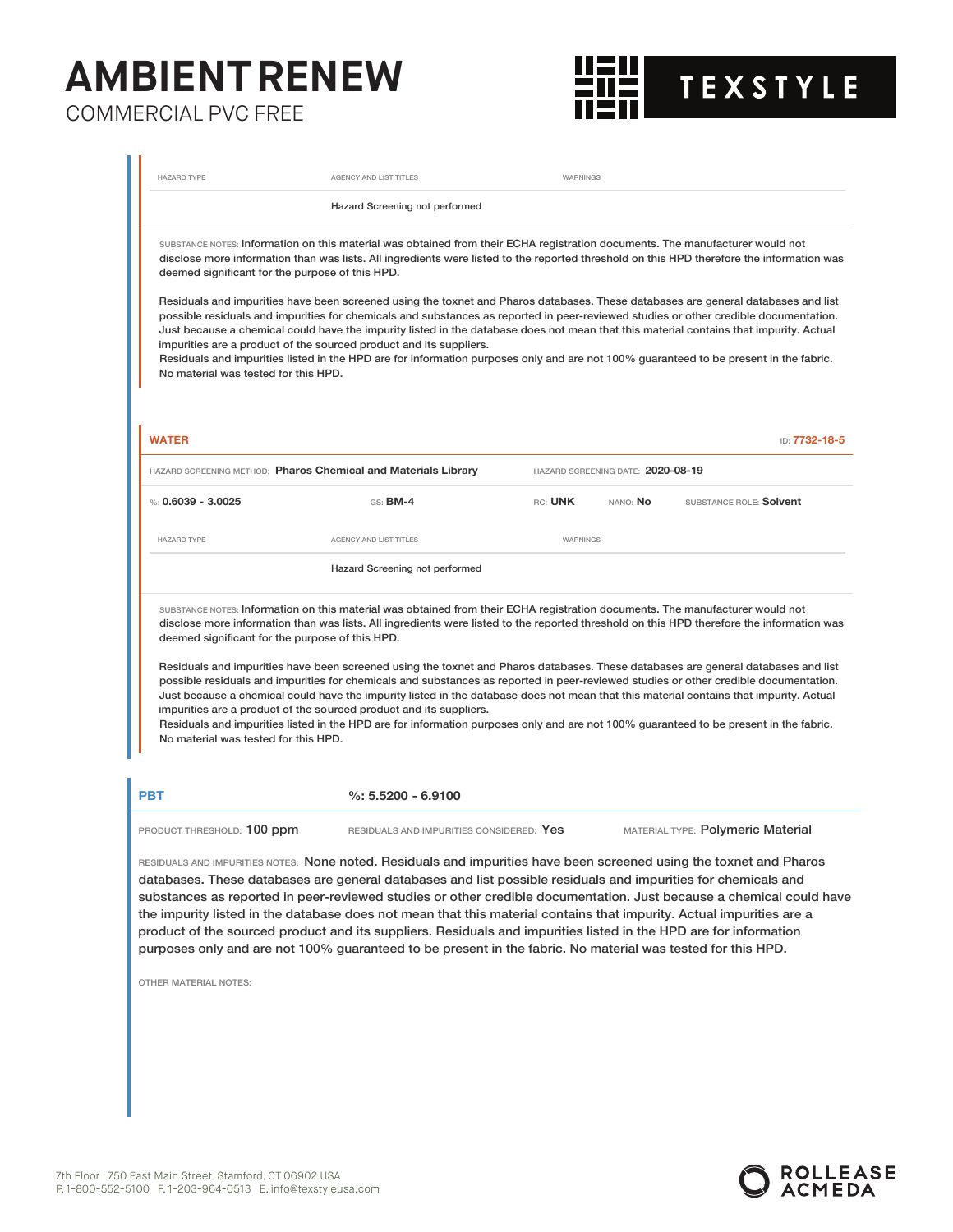| HAZARD TYPE | AGENCY AND LIST TITLES | WARNINGS |
| --- | --- | --- |
| | Hazard Screening not performed | |

SUBSTANCE NOTES: Information on this material was obtained from their ECHA registration documents. The manufacturer would not disclose more information than was lists. All ingredients were listed to the reported threshold on this HPD therefore the information was deemed significant for the purpose of this HPD.

Residuals and impurities have been screened using the toxnet and Pharos databases. These databases are general databases and list possible residuals and impurities for chemicals and substances as reported in peer-reviewed studies or other credible documentation. Just because a chemical could have the impurity listed in the database does not mean that this material contains that impurity. Actual impurities are a product of the sourced product and its suppliers.
Residuals and impurities listed in the HPD are for information purposes only and are not 100% guaranteed to be present in the fabric. No material was tested for this HPD.

**WATER** — ID: **7732-18-5**

HAZARD SCREENING METHOD: **Pharos Chemical and Materials Library** — HAZARD SCREENING DATE: **2020-08-19**

%: **0.6039 - 3.0025** — GS: **BM-4** — RC: **UNK** — NANO: **No** — SUBSTANCE ROLE: **Solvent**

| HAZARD TYPE | AGENCY AND LIST TITLES | WARNINGS |
| --- | --- | --- |
| | Hazard Screening not performed | |

SUBSTANCE NOTES: Information on this material was obtained from their ECHA registration documents. The manufacturer would not disclose more information than was lists. All ingredients were listed to the reported threshold on this HPD therefore the information was deemed significant for the purpose of this HPD.

Residuals and impurities have been screened using the toxnet and Pharos databases. These databases are general databases and list possible residuals and impurities for chemicals and substances as reported in peer-reviewed studies or other credible documentation. Just because a chemical could have the impurity listed in the database does not mean that this material contains that impurity. Actual impurities are a product of the sourced product and its suppliers.
Residuals and impurities listed in the HPD are for information purposes only and are not 100% guaranteed to be present in the fabric. No material was tested for this HPD.

**PBT** — **%: 5.5200 - 6.9100**

PRODUCT THRESHOLD: 100 ppm — RESIDUALS AND IMPURITIES CONSIDERED: Yes — MATERIAL TYPE: Polymeric Material

RESIDUALS AND IMPURITIES NOTES: None noted. Residuals and impurities have been screened using the toxnet and Pharos databases. These databases are general databases and list possible residuals and impurities for chemicals and substances as reported in peer-reviewed studies or other credible documentation. Just because a chemical could have the impurity listed in the database does not mean that this material contains that impurity. Actual impurities are a product of the sourced product and its suppliers. Residuals and impurities listed in the HPD are for information purposes only and are not 100% guaranteed to be present in the fabric. No material was tested for this HPD.

OTHER MATERIAL NOTES: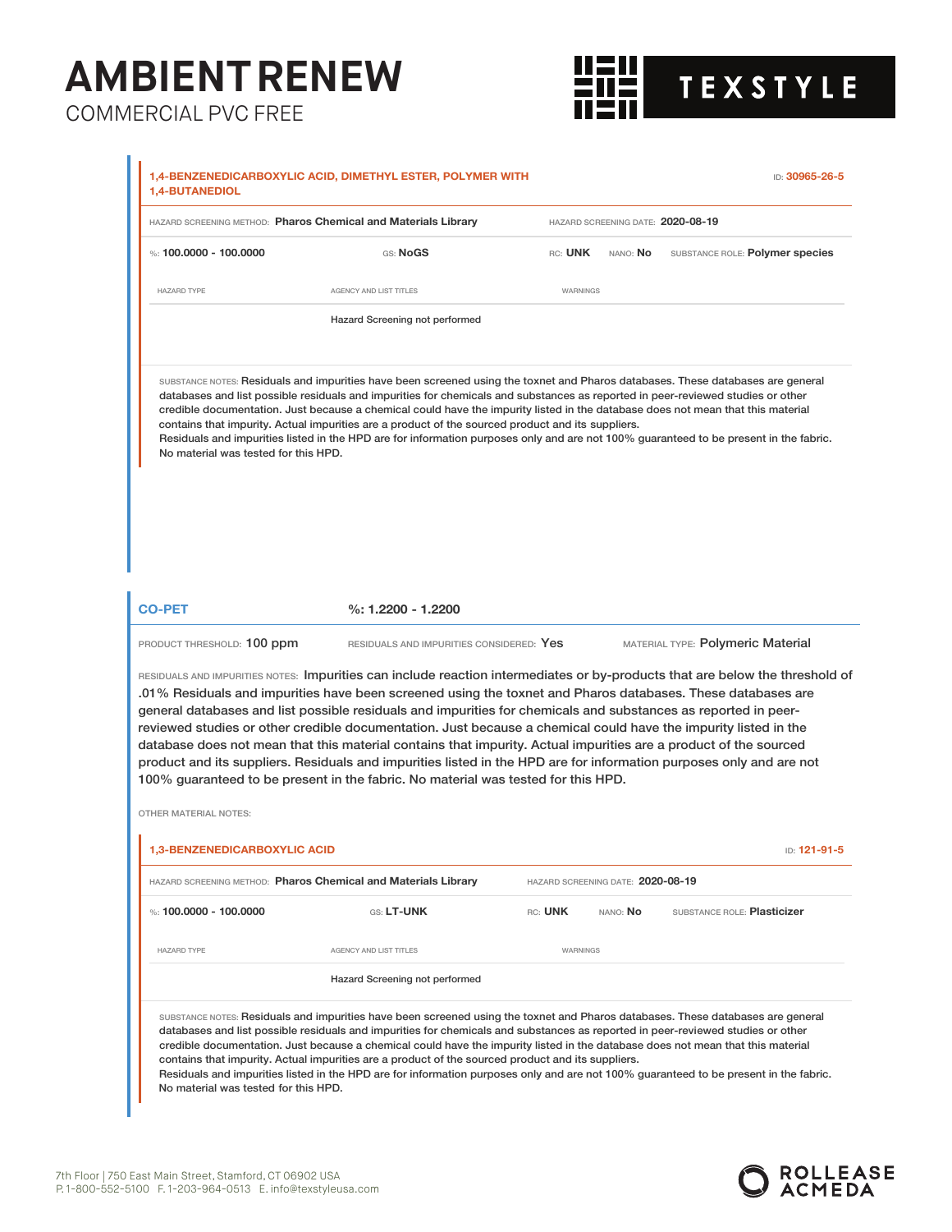### 1,4-BENZENEDICARBOXYLIC ACID, DIMETHYL ESTER, POLYMER WITH 1,4-BUTANEDIOL

ID: 30965-26-5

HAZARD SCREENING METHOD: **Pharos Chemical and Materials Library** HAZARD SCREENING DATE: **2020-08-19**

%: **100.0000 - 100.0000** GS: **NoGS** RC: **UNK** NANO: **No** SUBSTANCE ROLE: **Polymer species**

| HAZARD TYPE | AGENCY AND LIST TITLES | WARNINGS |
|---|---|---|
| | Hazard Screening not performed | |

SUBSTANCE NOTES: Residuals and impurities have been screened using the toxnet and Pharos databases. These databases are general databases and list possible residuals and impurities for chemicals and substances as reported in peer-reviewed studies or other credible documentation. Just because a chemical could have the impurity listed in the database does not mean that this material contains that impurity. Actual impurities are a product of the sourced product and its suppliers.
Residuals and impurities listed in the HPD are for information purposes only and are not 100% guaranteed to be present in the fabric. No material was tested for this HPD.

## CO-PET

%: 1.2200 - 1.2200

PRODUCT THRESHOLD: 100 ppm RESIDUALS AND IMPURITIES CONSIDERED: Yes MATERIAL TYPE: Polymeric Material

RESIDUALS AND IMPURITIES NOTES: Impurities can include reaction intermediates or by-products that are below the threshold of .01% Residuals and impurities have been screened using the toxnet and Pharos databases. These databases are general databases and list possible residuals and impurities for chemicals and substances as reported in peer-reviewed studies or other credible documentation. Just because a chemical could have the impurity listed in the database does not mean that this material contains that impurity. Actual impurities are a product of the sourced product and its suppliers. Residuals and impurities listed in the HPD are for information purposes only and are not 100% guaranteed to be present in the fabric. No material was tested for this HPD.

OTHER MATERIAL NOTES:

### 1,3-BENZENEDICARBOXYLIC ACID

ID: 121-91-5

HAZARD SCREENING METHOD: **Pharos Chemical and Materials Library** HAZARD SCREENING DATE: **2020-08-19**

%: **100.0000 - 100.0000** GS: **LT-UNK** RC: **UNK** NANO: **No** SUBSTANCE ROLE: **Plasticizer**

| HAZARD TYPE | AGENCY AND LIST TITLES | WARNINGS |
|---|---|---|
| | Hazard Screening not performed | |

SUBSTANCE NOTES: Residuals and impurities have been screened using the toxnet and Pharos databases. These databases are general databases and list possible residuals and impurities for chemicals and substances as reported in peer-reviewed studies or other credible documentation. Just because a chemical could have the impurity listed in the database does not mean that this material contains that impurity. Actual impurities are a product of the sourced product and its suppliers.
Residuals and impurities listed in the HPD are for information purposes only and are not 100% guaranteed to be present in the fabric. No material was tested for this HPD.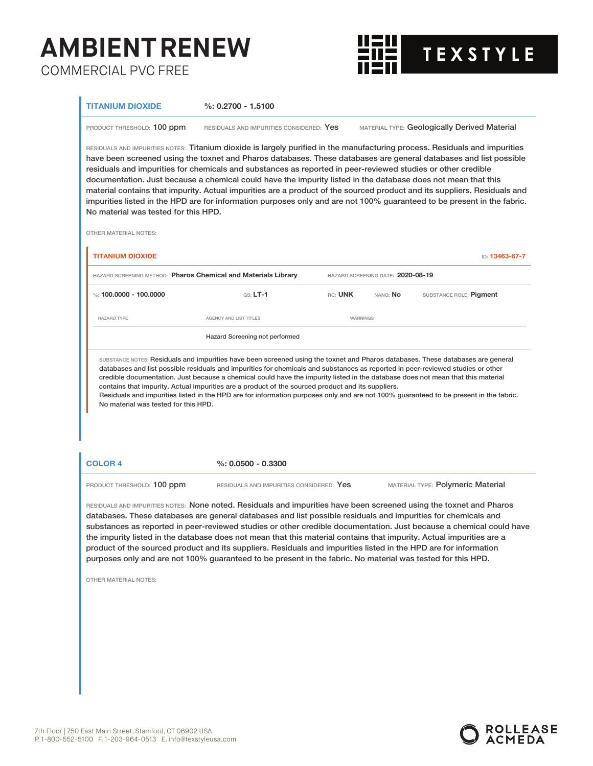## TITANIUM DIOXIDE

%: 0.2700 - 1.5100

PRODUCT THRESHOLD: 100 ppm RESIDUALS AND IMPURITIES CONSIDERED: Yes MATERIAL TYPE: Geologically Derived Material

RESIDUALS AND IMPURITIES NOTES: Titanium dioxide is largely purified in the manufacturing process. Residuals and impurities have been screened using the toxnet and Pharos databases. These databases are general databases and list possible residuals and impurities for chemicals and substances as reported in peer-reviewed studies or other credible documentation. Just because a chemical could have the impurity listed in the database does not mean that this material contains that impurity. Actual impurities are a product of the sourced product and its suppliers. Residuals and impurities listed in the HPD are for information purposes only and are not 100% guaranteed to be present in the fabric. No material was tested for this HPD.

OTHER MATERIAL NOTES:

### TITANIUM DIOXIDE

ID: 13463-67-7

HAZARD SCREENING METHOD: Pharos Chemical and Materials Library HAZARD SCREENING DATE: 2020-08-19

%: 100.0000 - 100.0000 GS: LT-1 RC: UNK NANO: No SUBSTANCE ROLE: Pigment

| HAZARD TYPE | AGENCY AND LIST TITLES | WARNINGS |
| --- | --- | --- |
| | Hazard Screening not performed | |

SUBSTANCE NOTES: Residuals and impurities have been screened using the toxnet and Pharos databases. These databases are general databases and list possible residuals and impurities for chemicals and substances as reported in peer-reviewed studies or other credible documentation. Just because a chemical could have the impurity listed in the database does not mean that this material contains that impurity. Actual impurities are a product of the sourced product and its suppliers.
Residuals and impurities listed in the HPD are for information purposes only and are not 100% guaranteed to be present in the fabric. No material was tested for this HPD.

## COLOR 4

%: 0.0500 - 0.3300

PRODUCT THRESHOLD: 100 ppm RESIDUALS AND IMPURITIES CONSIDERED: Yes MATERIAL TYPE: Polymeric Material

RESIDUALS AND IMPURITIES NOTES: None noted. Residuals and impurities have been screened using the toxnet and Pharos databases. These databases are general databases and list possible residuals and impurities for chemicals and substances as reported in peer-reviewed studies or other credible documentation. Just because a chemical could have the impurity listed in the database does not mean that this material contains that impurity. Actual impurities are a product of the sourced product and its suppliers. Residuals and impurities listed in the HPD are for information purposes only and are not 100% guaranteed to be present in the fabric. No material was tested for this HPD.

OTHER MATERIAL NOTES: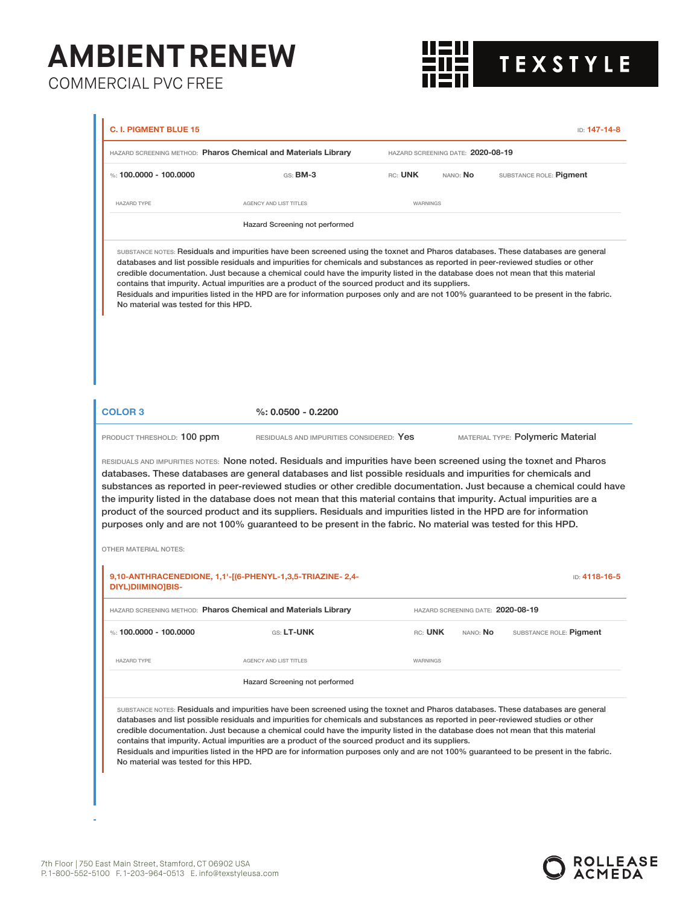**C. I. PIGMENT BLUE 15** — ID: **147-14-8**

HAZARD SCREENING METHOD: **Pharos Chemical and Materials Library** — HAZARD SCREENING DATE: **2020-08-19**

%: **100.0000 - 100.0000** — GS: **BM-3** — RC: **UNK** — NANO: **No** — SUBSTANCE ROLE: **Pigment**

| HAZARD TYPE | AGENCY AND LIST TITLES | WARNINGS |
| --- | --- | --- |
| | Hazard Screening not performed | |

SUBSTANCE NOTES: Residuals and impurities have been screened using the toxnet and Pharos databases. These databases are general databases and list possible residuals and impurities for chemicals and substances as reported in peer-reviewed studies or other credible documentation. Just because a chemical could have the impurity listed in the database does not mean that this material contains that impurity. Actual impurities are a product of the sourced product and its suppliers.
Residuals and impurities listed in the HPD are for information purposes only and are not 100% guaranteed to be present in the fabric. No material was tested for this HPD.

## COLOR 3

%: **0.0500 - 0.2200**

PRODUCT THRESHOLD: 100 ppm — RESIDUALS AND IMPURITIES CONSIDERED: Yes — MATERIAL TYPE: Polymeric Material

RESIDUALS AND IMPURITIES NOTES: None noted. Residuals and impurities have been screened using the toxnet and Pharos databases. These databases are general databases and list possible residuals and impurities for chemicals and substances as reported in peer-reviewed studies or other credible documentation. Just because a chemical could have the impurity listed in the database does not mean that this material contains that impurity. Actual impurities are a product of the sourced product and its suppliers. Residuals and impurities listed in the HPD are for information purposes only and are not 100% guaranteed to be present in the fabric. No material was tested for this HPD.

OTHER MATERIAL NOTES:

**9,10-ANTHRACENEDIONE, 1,1'-[(6-PHENYL-1,3,5-TRIAZINE- 2,4-DIYL)DIIMINO]BIS-** — ID: **4118-16-5**

HAZARD SCREENING METHOD: **Pharos Chemical and Materials Library** — HAZARD SCREENING DATE: **2020-08-19**

%: **100.0000 - 100.0000** — GS: **LT-UNK** — RC: **UNK** — NANO: **No** — SUBSTANCE ROLE: **Pigment**

| HAZARD TYPE | AGENCY AND LIST TITLES | WARNINGS |
| --- | --- | --- |
| | Hazard Screening not performed | |

SUBSTANCE NOTES: Residuals and impurities have been screened using the toxnet and Pharos databases. These databases are general databases and list possible residuals and impurities for chemicals and substances as reported in peer-reviewed studies or other credible documentation. Just because a chemical could have the impurity listed in the database does not mean that this material contains that impurity. Actual impurities are a product of the sourced product and its suppliers.
Residuals and impurities listed in the HPD are for information purposes only and are not 100% guaranteed to be present in the fabric. No material was tested for this HPD.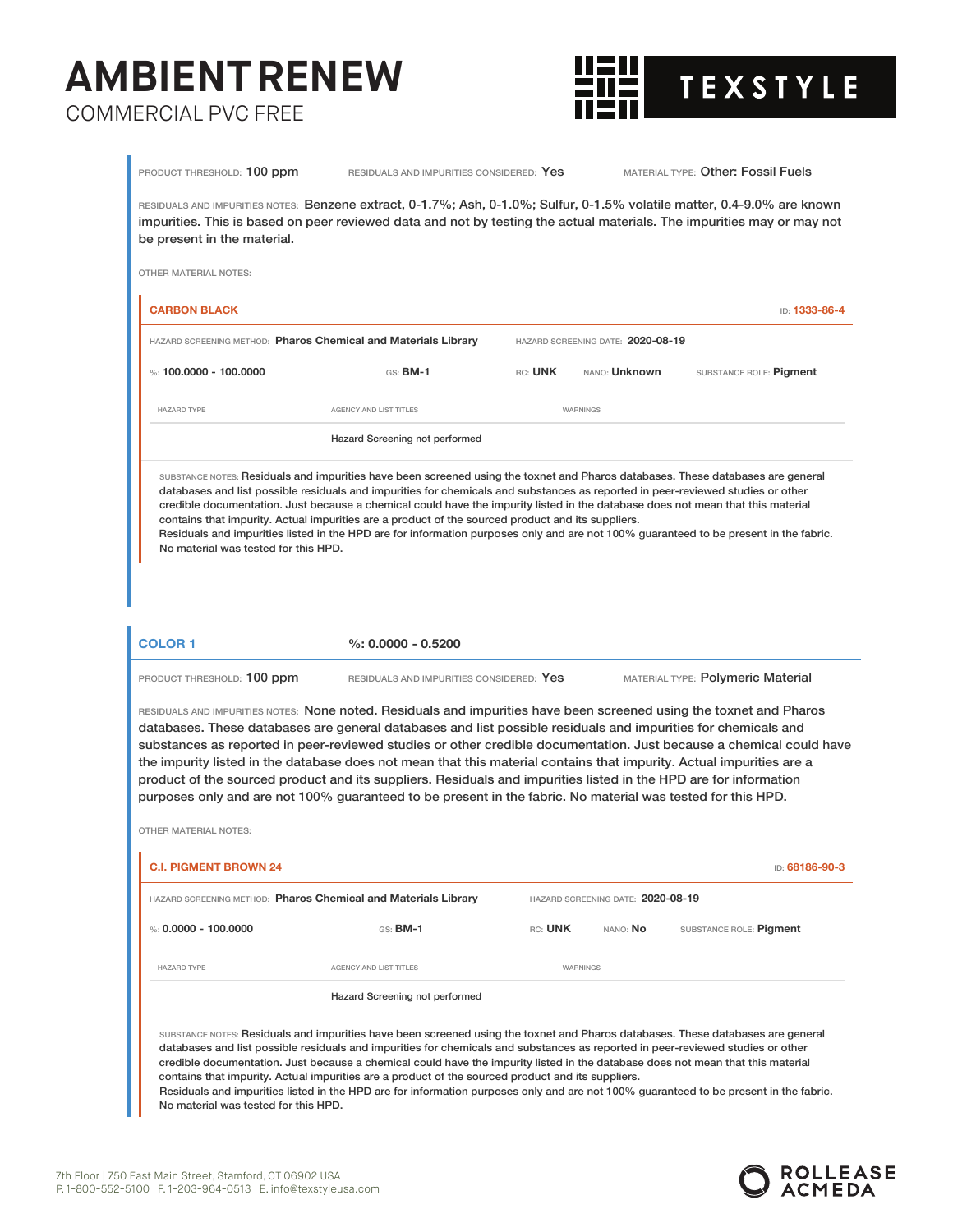# AMBIENT RENEW

COMMERCIAL PVC FREE

PRODUCT THRESHOLD: 100 ppm    RESIDUALS AND IMPURITIES CONSIDERED: Yes    MATERIAL TYPE: Other: Fossil Fuels

RESIDUALS AND IMPURITIES NOTES: Benzene extract, 0-1.7%; Ash, 0-1.0%; Sulfur, 0-1.5% volatile matter, 0.4-9.0% are known impurities. This is based on peer reviewed data and not by testing the actual materials. The impurities may or may not be present in the material.

OTHER MATERIAL NOTES:

### CARBON BLACK

ID: 1333-86-4

HAZARD SCREENING METHOD: **Pharos Chemical and Materials Library**    HAZARD SCREENING DATE: **2020-08-19**

%: **100.0000 - 100.0000**    GS: **BM-1**    RC: **UNK**    NANO: **Unknown**    SUBSTANCE ROLE: **Pigment**

| HAZARD TYPE | AGENCY AND LIST TITLES | WARNINGS |
|---|---|---|
| | Hazard Screening not performed | |

SUBSTANCE NOTES: Residuals and impurities have been screened using the toxnet and Pharos databases. These databases are general databases and list possible residuals and impurities for chemicals and substances as reported in peer-reviewed studies or other credible documentation. Just because a chemical could have the impurity listed in the database does not mean that this material contains that impurity. Actual impurities are a product of the sourced product and its suppliers.
Residuals and impurities listed in the HPD are for information purposes only and are not 100% guaranteed to be present in the fabric. No material was tested for this HPD.

## COLOR 1

%: 0.0000 - 0.5200

PRODUCT THRESHOLD: 100 ppm    RESIDUALS AND IMPURITIES CONSIDERED: Yes    MATERIAL TYPE: Polymeric Material

RESIDUALS AND IMPURITIES NOTES: None noted. Residuals and impurities have been screened using the toxnet and Pharos databases. These databases are general databases and list possible residuals and impurities for chemicals and substances as reported in peer-reviewed studies or other credible documentation. Just because a chemical could have the impurity listed in the database does not mean that this material contains that impurity. Actual impurities are a product of the sourced product and its suppliers. Residuals and impurities listed in the HPD are for information purposes only and are not 100% guaranteed to be present in the fabric. No material was tested for this HPD.

OTHER MATERIAL NOTES:

### C.I. PIGMENT BROWN 24

ID: 68186-90-3

HAZARD SCREENING METHOD: **Pharos Chemical and Materials Library**    HAZARD SCREENING DATE: **2020-08-19**

%: **0.0000 - 100.0000**    GS: **BM-1**    RC: **UNK**    NANO: **No**    SUBSTANCE ROLE: **Pigment**

| HAZARD TYPE | AGENCY AND LIST TITLES | WARNINGS |
|---|---|---|
| | Hazard Screening not performed | |

SUBSTANCE NOTES: Residuals and impurities have been screened using the toxnet and Pharos databases. These databases are general databases and list possible residuals and impurities for chemicals and substances as reported in peer-reviewed studies or other credible documentation. Just because a chemical could have the impurity listed in the database does not mean that this material contains that impurity. Actual impurities are a product of the sourced product and its suppliers.
Residuals and impurities listed in the HPD are for information purposes only and are not 100% guaranteed to be present in the fabric. No material was tested for this HPD.

7th Floor | 750 East Main Street, Stamford, CT 06902 USA
P. 1-800-552-5100  F. 1-203-964-0513  E. info@texstyleusa.com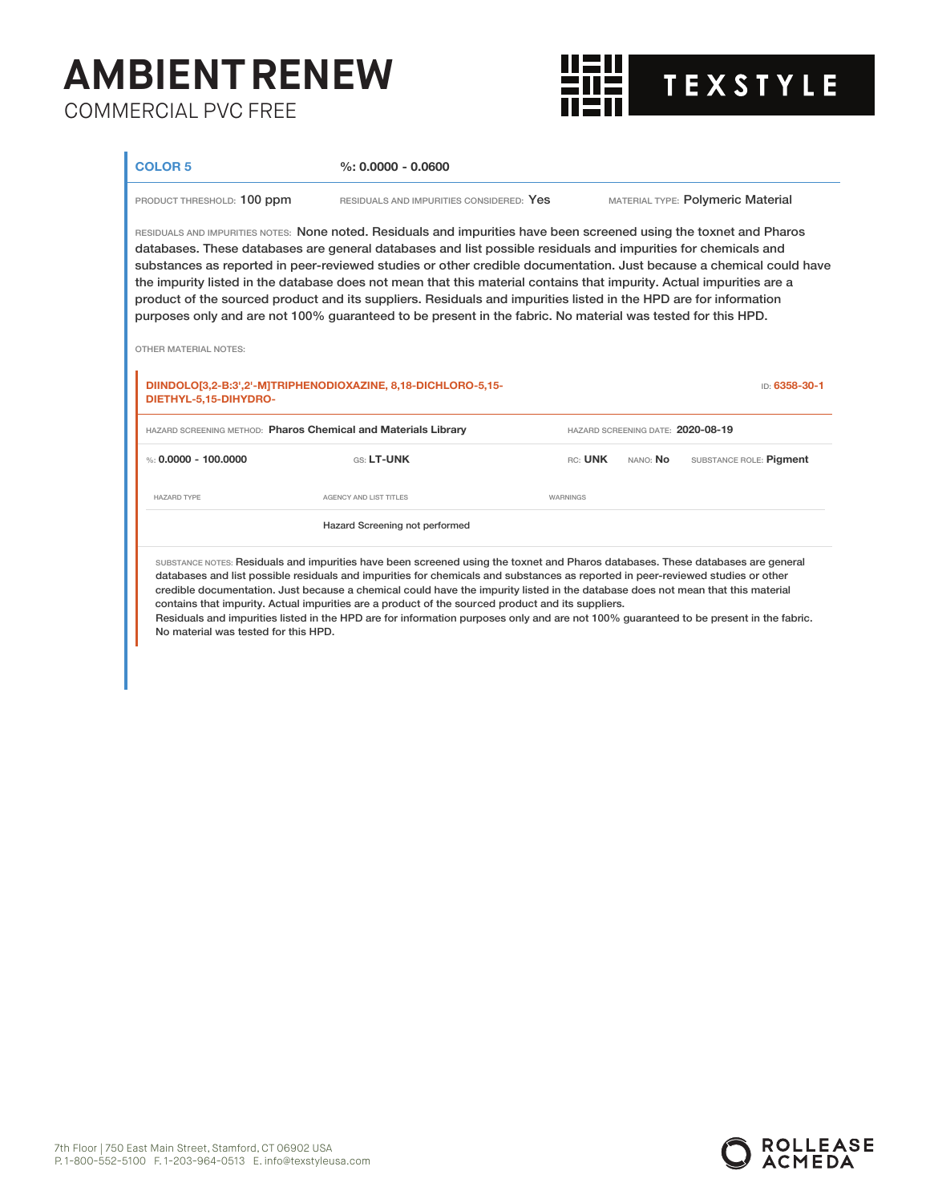# AMBIENT RENEW

COMMERCIAL PVC FREE

TEXSTYLE

## COLOR 5

%: 0.0000 - 0.0600

PRODUCT THRESHOLD: 100 ppm RESIDUALS AND IMPURITIES CONSIDERED: Yes MATERIAL TYPE: Polymeric Material

RESIDUALS AND IMPURITIES NOTES: None noted. Residuals and impurities have been screened using the toxnet and Pharos databases. These databases are general databases and list possible residuals and impurities for chemicals and substances as reported in peer-reviewed studies or other credible documentation. Just because a chemical could have the impurity listed in the database does not mean that this material contains that impurity. Actual impurities are a product of the sourced product and its suppliers. Residuals and impurities listed in the HPD are for information purposes only and are not 100% guaranteed to be present in the fabric. No material was tested for this HPD.

OTHER MATERIAL NOTES:

### DIINDOLO[3,2-B:3',2'-M]TRIPHENODIOXAZINE, 8,18-DICHLORO-5,15-DIETHYL-5,15-DIHYDRO-

ID: 6358-30-1

HAZARD SCREENING METHOD: Pharos Chemical and Materials Library HAZARD SCREENING DATE: 2020-08-19

%: 0.0000 - 100.0000 GS: LT-UNK RC: UNK NANO: No SUBSTANCE ROLE: Pigment

| HAZARD TYPE | AGENCY AND LIST TITLES | WARNINGS |
|---|---|---|
| | Hazard Screening not performed | |

SUBSTANCE NOTES: Residuals and impurities have been screened using the toxnet and Pharos databases. These databases are general databases and list possible residuals and impurities for chemicals and substances as reported in peer-reviewed studies or other credible documentation. Just because a chemical could have the impurity listed in the database does not mean that this material contains that impurity. Actual impurities are a product of the sourced product and its suppliers.
Residuals and impurities listed in the HPD are for information purposes only and are not 100% guaranteed to be present in the fabric. No material was tested for this HPD.

7th Floor | 750 East Main Street, Stamford, CT 06902 USA
P. 1-800-552-5100 F. 1-203-964-0513 E. info@texstyleusa.com

ROLLEASE ACMEDA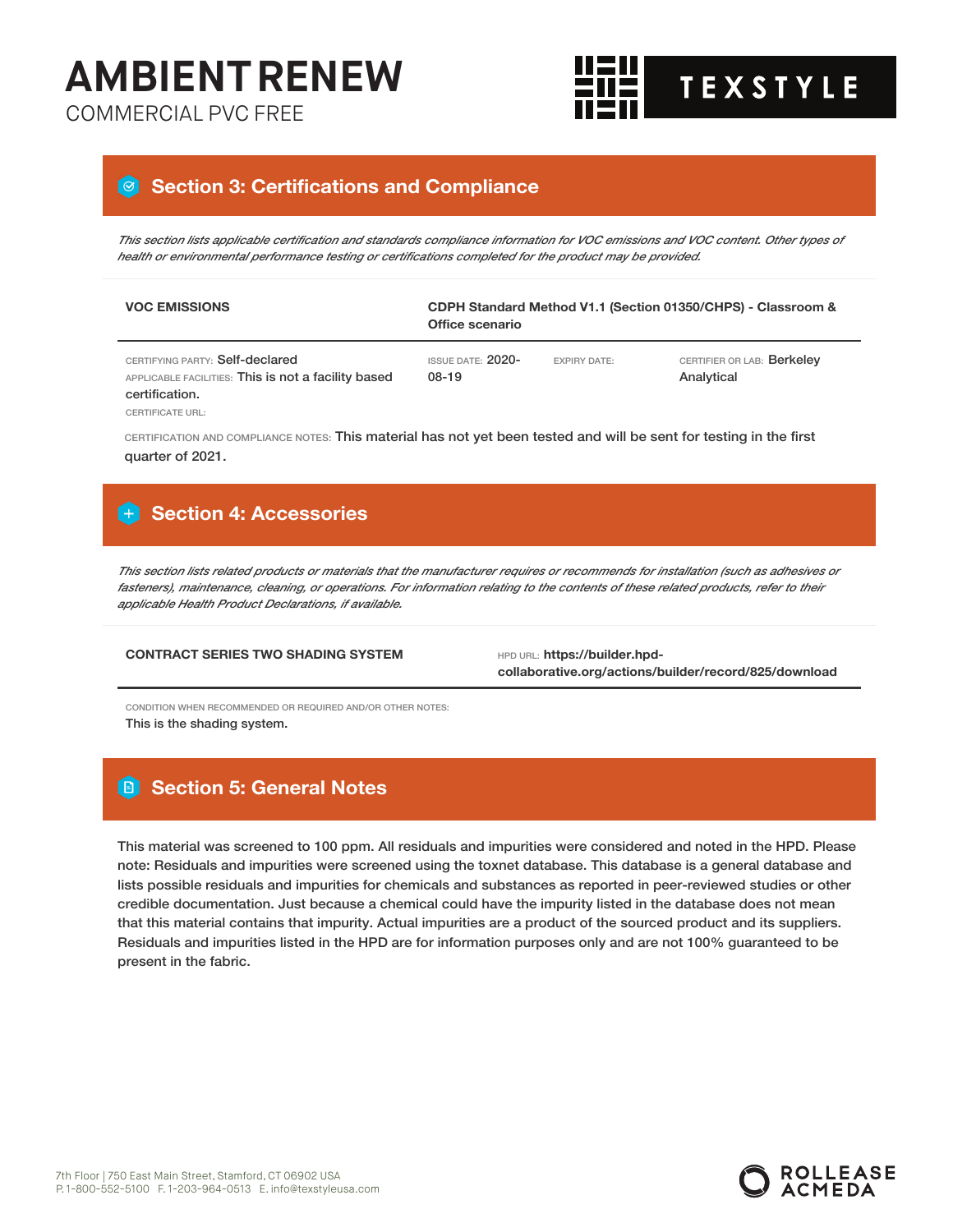# AMBIENT RENEW

COMMERCIAL PVC FREE

TEXSTYLE

## Section 3: Certifications and Compliance

*This section lists applicable certification and standards compliance information for VOC emissions and VOC content. Other types of health or environmental performance testing or certifications completed for the product may be provided.*

**VOC EMISSIONS** — **CDPH Standard Method V1.1 (Section 01350/CHPS) - Classroom & Office scenario**

CERTIFYING PARTY: Self-declared
APPLICABLE FACILITIES: This is not a facility based certification.
CERTIFICATE URL:

ISSUE DATE: 2020-08-19

EXPIRY DATE:

CERTIFIER OR LAB: Berkeley Analytical

CERTIFICATION AND COMPLIANCE NOTES: This material has not yet been tested and will be sent for testing in the first quarter of 2021.

## Section 4: Accessories

*This section lists related products or materials that the manufacturer requires or recommends for installation (such as adhesives or fasteners), maintenance, cleaning, or operations. For information relating to the contents of these related products, refer to their applicable Health Product Declarations, if available.*

**CONTRACT SERIES TWO SHADING SYSTEM**

HPD URL: **https://builder.hpd-collaborative.org/actions/builder/record/825/download**

CONDITION WHEN RECOMMENDED OR REQUIRED AND/OR OTHER NOTES:
This is the shading system.

## Section 5: General Notes

This material was screened to 100 ppm. All residuals and impurities were considered and noted in the HPD. Please note: Residuals and impurities were screened using the toxnet database. This database is a general database and lists possible residuals and impurities for chemicals and substances as reported in peer-reviewed studies or other credible documentation. Just because a chemical could have the impurity listed in the database does not mean that this material contains that impurity. Actual impurities are a product of the sourced product and its suppliers. Residuals and impurities listed in the HPD are for information purposes only and are not 100% guaranteed to be present in the fabric.

7th Floor | 750 East Main Street, Stamford, CT 06902 USA
P. 1-800-552-5100 F. 1-203-964-0513 E. info@texstyleusa.com

ROLLEASE ACMEDA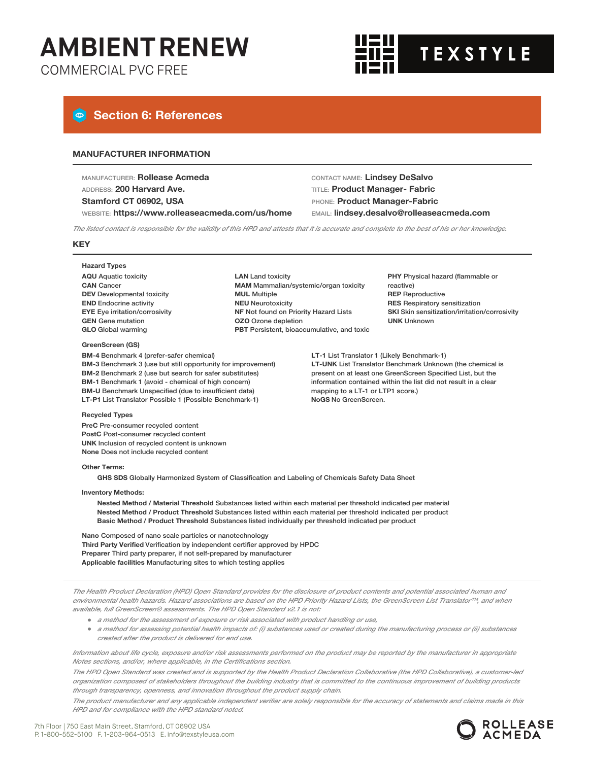# AMBIENT RENEW

COMMERCIAL PVC FREE

TEXSTYLE

## Section 6: References

### MANUFACTURER INFORMATION

MANUFACTURER: **Rollease Acmeda**
ADDRESS: **200 Harvard Ave.**
**Stamford CT 06902, USA**
WEBSITE: **https://www.rolleaseacmeda.com/us/home**

CONTACT NAME: **Lindsey DeSalvo**
TITLE: **Product Manager- Fabric**
PHONE: **Product Manager-Fabric**
EMAIL: **lindsey.desalvo@rolleaseacmeda.com**

*The listed contact is responsible for the validity of this HPD and attests that it is accurate and complete to the best of his or her knowledge.*

### KEY

**Hazard Types**

**AQU** Aquatic toxicity
**CAN** Cancer
**DEV** Developmental toxicity
**END** Endocrine activity
**EYE** Eye irritation/corrosivity
**GEN** Gene mutation
**GLO** Global warming
**LAN** Land toxicity
**MAM** Mammalian/systemic/organ toxicity
**MUL** Multiple
**NEU** Neurotoxicity
**NF** Not found on Priority Hazard Lists
**OZO** Ozone depletion
**PBT** Persistent, bioaccumulative, and toxic
**PHY** Physical hazard (flammable or reactive)
**REP** Reproductive
**RES** Respiratory sensitization
**SKI** Skin sensitization/irritation/corrosivity
**UNK** Unknown

**GreenScreen (GS)**

**BM-4** Benchmark 4 (prefer-safer chemical)
**BM-3** Benchmark 3 (use but still opportunity for improvement)
**BM-2** Benchmark 2 (use but search for safer substitutes)
**BM-1** Benchmark 1 (avoid - chemical of high concern)
**BM-U** Benchmark Unspecified (due to insufficient data)
**LT-P1** List Translator Possible 1 (Possible Benchmark-1)
**LT-1** List Translator 1 (Likely Benchmark-1)
**LT-UNK** List Translator Benchmark Unknown (the chemical is present on at least one GreenScreen Specified List, but the information contained within the list did not result in a clear mapping to a LT-1 or LTP1 score.)
**NoGS** No GreenScreen.

**Recycled Types**

**PreC** Pre-consumer recycled content
**PostC** Post-consumer recycled content
**UNK** Inclusion of recycled content is unknown
**None** Does not include recycled content

**Other Terms:**

**GHS SDS** Globally Harmonized System of Classification and Labeling of Chemicals Safety Data Sheet

**Inventory Methods:**

**Nested Method / Material Threshold** Substances listed within each material per threshold indicated per material
**Nested Method / Product Threshold** Substances listed within each material per threshold indicated per product
**Basic Method / Product Threshold** Substances listed individually per threshold indicated per product

**Nano** Composed of nano scale particles or nanotechnology
**Third Party Verified** Verification by independent certifier approved by HPDC
**Preparer** Third party preparer, if not self-prepared by manufacturer
**Applicable facilities** Manufacturing sites to which testing applies

*The Health Product Declaration (HPD) Open Standard provides for the disclosure of product contents and potential associated human and environmental health hazards. Hazard associations are based on the HPD Priority Hazard Lists, the GreenScreen List Translator™, and when available, full GreenScreen® assessments. The HPD Open Standard v2.1 is not:*

- *a method for the assessment of exposure or risk associated with product handling or use,*
- *a method for assessing potential health impacts of: (i) substances used or created during the manufacturing process or (ii) substances created after the product is delivered for end use.*

*Information about life cycle, exposure and/or risk assessments performed on the product may be reported by the manufacturer in appropriate Notes sections, and/or, where applicable, full in the Certifications section.*

*The HPD Open Standard was created and is supported by the Health Product Declaration Collaborative (the HPD Collaborative), a customer-led organization composed of stakeholders throughout the building industry that is committed to the continuous improvement of building products through transparency, openness, and innovation throughout the product supply chain.*

*The product manufacturer and any applicable independent verifier are solely responsible for the accuracy of statements and claims made in this HPD and for compliance with the HPD standard noted.*

7th Floor | 750 East Main Street, Stamford, CT 06902 USA
P. 1-800-552-5100 F. 1-203-964-0513 E. info@texstyleusa.com

ROLLEASE ACMEDA